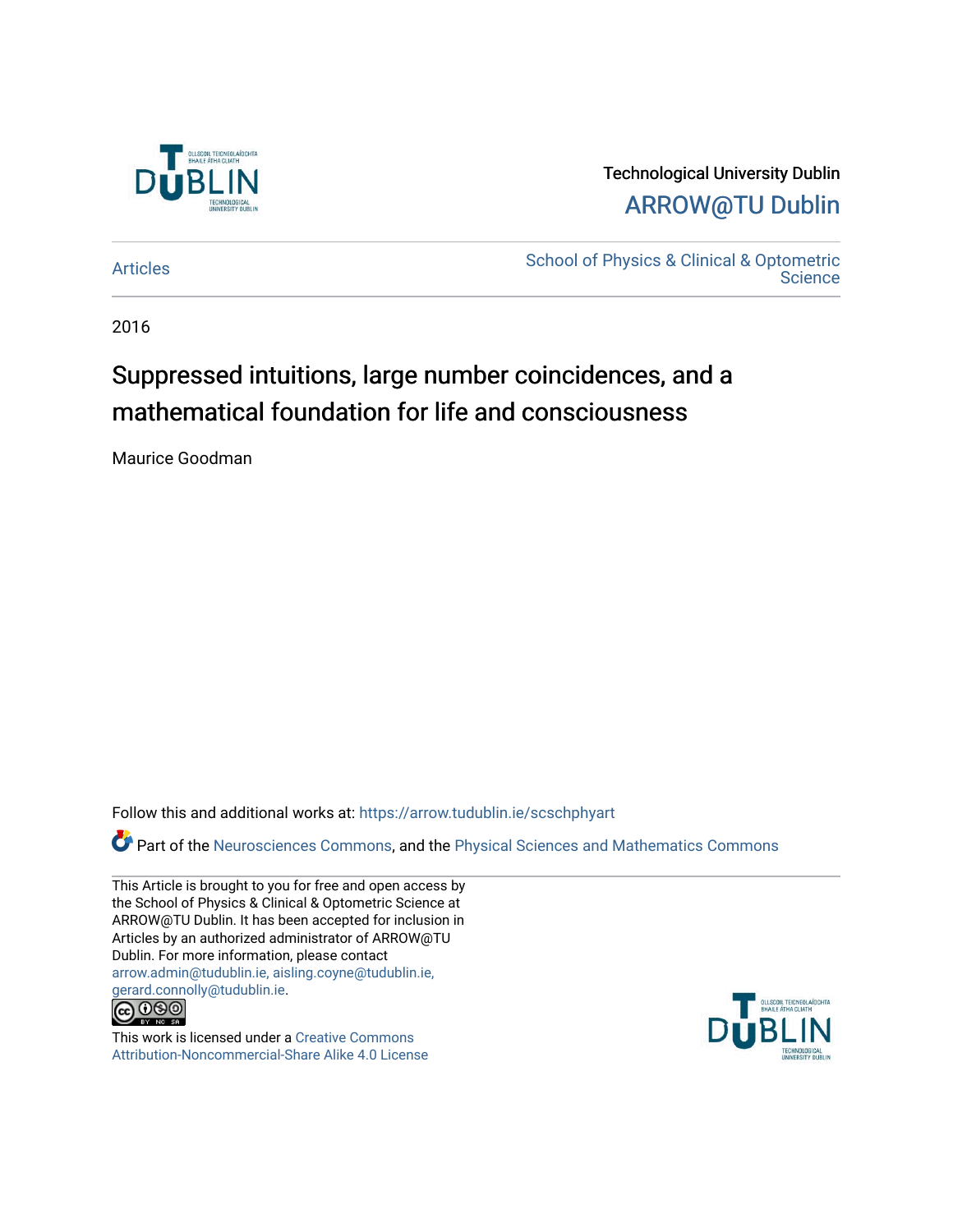Technological University Dublin

ARROW@TU Dublin

Articles

School of Physics & Clinical & Optometric Science

2016

# Suppressed intuitions, large number coincidences, and a mathematical foundation for life and consciousness

Maurice Goodman

Follow this and additional works at: https://arrow.tudublin.ie/scschphyart

Part of the Neurosciences Commons, and the Physical Sciences and Mathematics Commons

This Article is brought to you for free and open access by the School of Physics & Clinical & Optometric Science at ARROW@TU Dublin. It has been accepted for inclusion in Articles by an authorized administrator of ARROW@TU Dublin. For more information, please contact arrow.admin@tudublin.ie, aisling.coyne@tudublin.ie, gerard.connolly@tudublin.ie.

This work is licensed under a Creative Commons Attribution-Noncommercial-Share Alike 4.0 License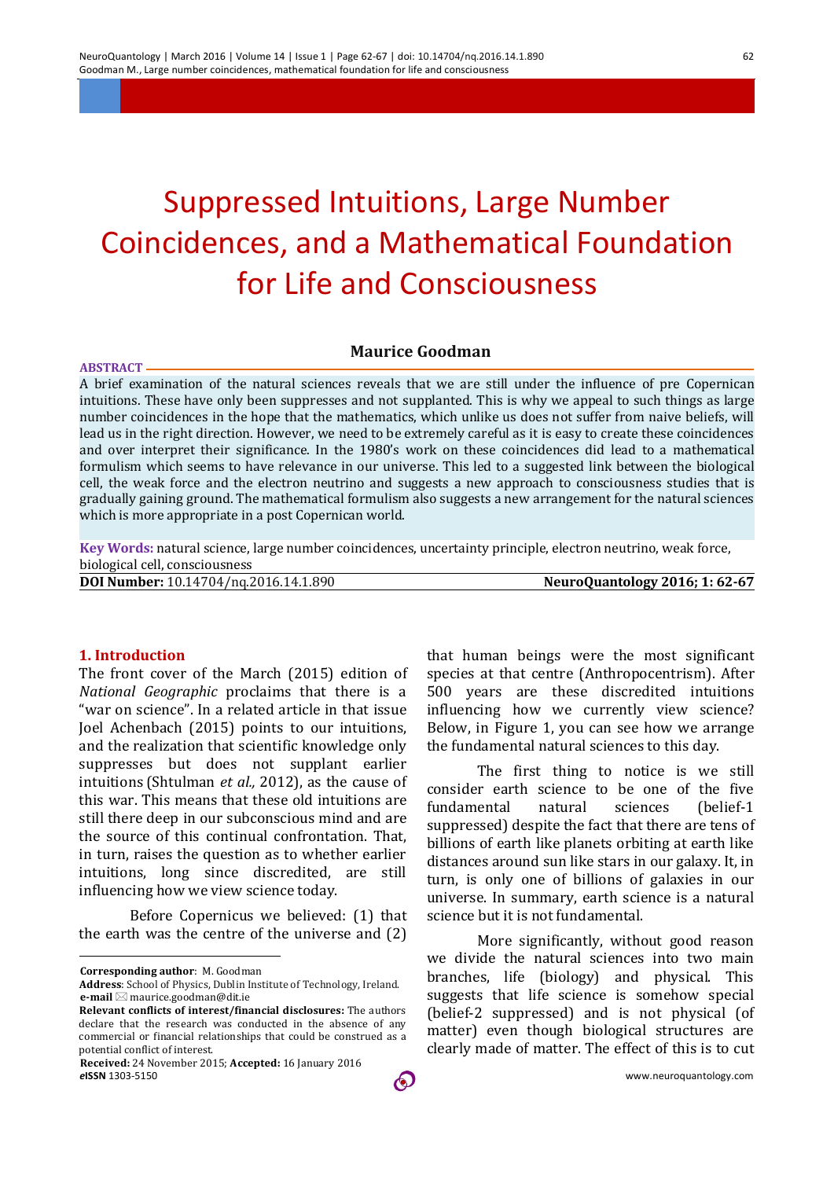# Suppressed Intuitions, Large Number Coincidences, and a Mathematical Foundation for Life and Consciousness

**Maurice Goodman**

**ABSTRACT**

A brief examination of the natural sciences reveals that we are still under the influence of pre Copernican intuitions. These have only been suppresses and not supplanted. This is why we appeal to such things as large number coincidences in the hope that the mathematics, which unlike us does not suffer from naive beliefs, will lead us in the right direction. However, we need to be extremely careful as it is easy to create these coincidences and over interpret their significance. In the 1980's work on these coincidences did lead to a mathematical formulism which seems to have relevance in our universe. This led to a suggested link between the biological cell, the weak force and the electron neutrino and suggests a new approach to consciousness studies that is gradually gaining ground. The mathematical formulism also suggests a new arrangement for the natural sciences which is more appropriate in a post Copernican world.

**Key Words:** natural science, large number coincidences, uncertainty principle, electron neutrino, weak force, biological cell, consciousness

**DOI Number:** 10.14704/nq.2016.14.1.890

**NeuroQuantology 2016; 1: 62-67**

## 1. Introduction

The front cover of the March (2015) edition of *National Geographic* proclaims that there is a "war on science". In a related article in that issue Joel Achenbach (2015) points to our intuitions, and the realization that scientific knowledge only suppresses but does not supplant earlier intuitions (Shtulman *et al.,* 2012), as the cause of this war. This means that these old intuitions are still there deep in our subconscious mind and are the source of this continual confrontation. That, in turn, raises the question as to whether earlier intuitions, long since discredited, are still influencing how we view science today.

Before Copernicus we believed: (1) that the earth was the centre of the universe and (2) that human beings were the most significant species at that centre (Anthropocentrism). After 500 years are these discredited intuitions influencing how we currently view science? Below, in Figure 1, you can see how we arrange the fundamental natural sciences to this day.

The first thing to notice is we still consider earth science to be one of the five fundamental natural sciences (belief-1 suppressed) despite the fact that there are tens of billions of earth like planets orbiting at earth like distances around sun like stars in our galaxy. It, in turn, is only one of billions of galaxies in our universe. In summary, earth science is a natural science but it is not fundamental.

More significantly, without good reason we divide the natural sciences into two main branches, life (biology) and physical. This suggests that life science is somehow special (belief-2 suppressed) and is not physical (of matter) even though biological structures are clearly made of matter. The effect of this is to cut

**Corresponding author**: M. Goodman

**Address**: School of Physics, Dublin Institute of Technology, Ireland.

**e-mail** ✉ maurice.goodman@dit.ie

**Relevant conflicts of interest/financial disclosures:** The authors declare that the research was conducted in the absence of any commercial or financial relationships that could be construed as a potential conflict of interest.

**Received:** 24 November 2015; **Accepted:** 16 January 2016

*e***ISSN** 1303-5150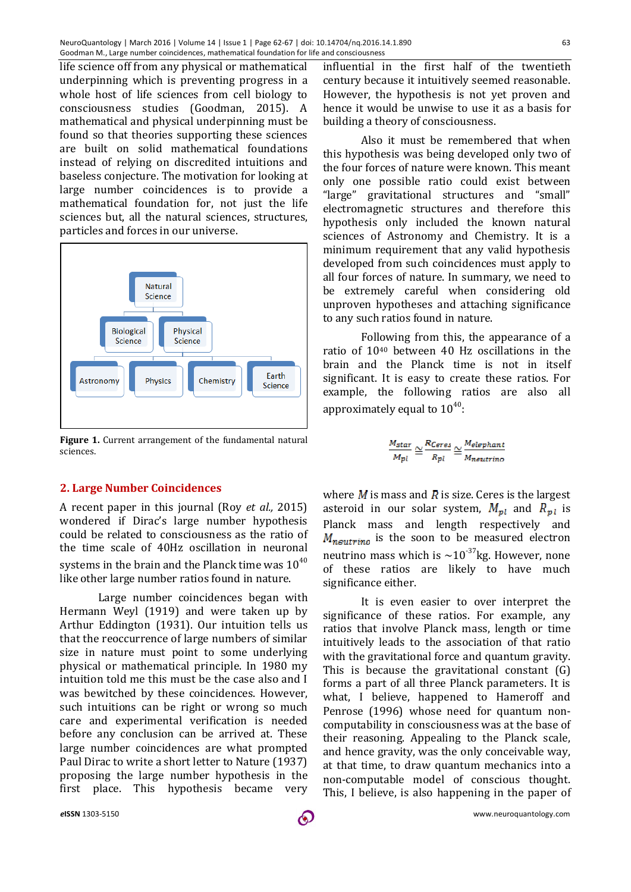life science off from any physical or mathematical underpinning which is preventing progress in a whole host of life sciences from cell biology to consciousness studies (Goodman, 2015). A mathematical and physical underpinning must be found so that theories supporting these sciences are built on solid mathematical foundations instead of relying on discredited intuitions and baseless conjecture. The motivation for looking at large number coincidences is to provide a mathematical foundation for, not just the life sciences but, all the natural sciences, structures, particles and forces in our universe.

**Figure 1.** Current arrangement of the fundamental natural sciences.

## 2. Large Number Coincidences

A recent paper in this journal (Roy *et al.,* 2015) wondered if Dirac's large number hypothesis could be related to consciousness as the ratio of the time scale of 40Hz oscillation in neuronal systems in the brain and the Planck time was $10^{40}$ like other large number ratios found in nature.

Large number coincidences began with Hermann Weyl (1919) and were taken up by Arthur Eddington (1931). Our intuition tells us that the reoccurrence of large numbers of similar size in nature must point to some underlying physical or mathematical principle. In 1980 my intuition told me this must be the case also and I was bewitched by these coincidences. However, such intuitions can be right or wrong so much care and experimental verification is needed before any conclusion can be arrived at. These large number coincidences are what prompted Paul Dirac to write a short letter to Nature (1937) proposing the large number hypothesis in the first place. This hypothesis became very influential in the first half of the twentieth century because it intuitively seemed reasonable. However, the hypothesis is not yet proven and hence it would be unwise to use it as a basis for building a theory of consciousness.

Also it must be remembered that when this hypothesis was being developed only two of the four forces of nature were known. This meant only one possible ratio could exist between "large" gravitational structures and "small" electromagnetic structures and therefore this hypothesis only included the known natural sciences of Astronomy and Chemistry. It is a minimum requirement that any valid hypothesis developed from such coincidences must apply to all four forces of nature. In summary, we need to be extremely careful when considering old unproven hypotheses and attaching significance to any such ratios found in nature.

Following from this, the appearance of a ratio of $10^{40}$ between 40 Hz oscillations in the brain and the Planck time is not in itself significant. It is easy to create these ratios. For example, the following ratios are also all approximately equal to $10^{40}$:

$$\frac{M_{star}}{M_{pl}} \cong \frac{R_{Ceres}}{R_{pl}} \cong \frac{M_{elephant}}{M_{neutrino}}$$

where $M$ is mass and $R$ is size. Ceres is the largest asteroid in our solar system, $M_{pl}$ and $R_{pl}$ is Planck mass and length respectively and $M_{neutrino}$ is the soon to be measured electron neutrino mass which is $\sim 10^{-37}$kg. However, none of these ratios are likely to have much significance either.

It is even easier to over interpret the significance of these ratios. For example, any ratios that involve Planck mass, length or time intuitively leads to the association of that ratio with the gravitational force and quantum gravity. This is because the gravitational constant (G) forms a part of all three Planck parameters. It is what, I believe, happened to Hameroff and Penrose (1996) whose need for quantum non-computability in consciousness was at the base of their reasoning. Appealing to the Planck scale, and hence gravity, was the only conceivable way, at that time, to draw quantum mechanics into a non-computable model of conscious thought. This, I believe, is also happening in the paper of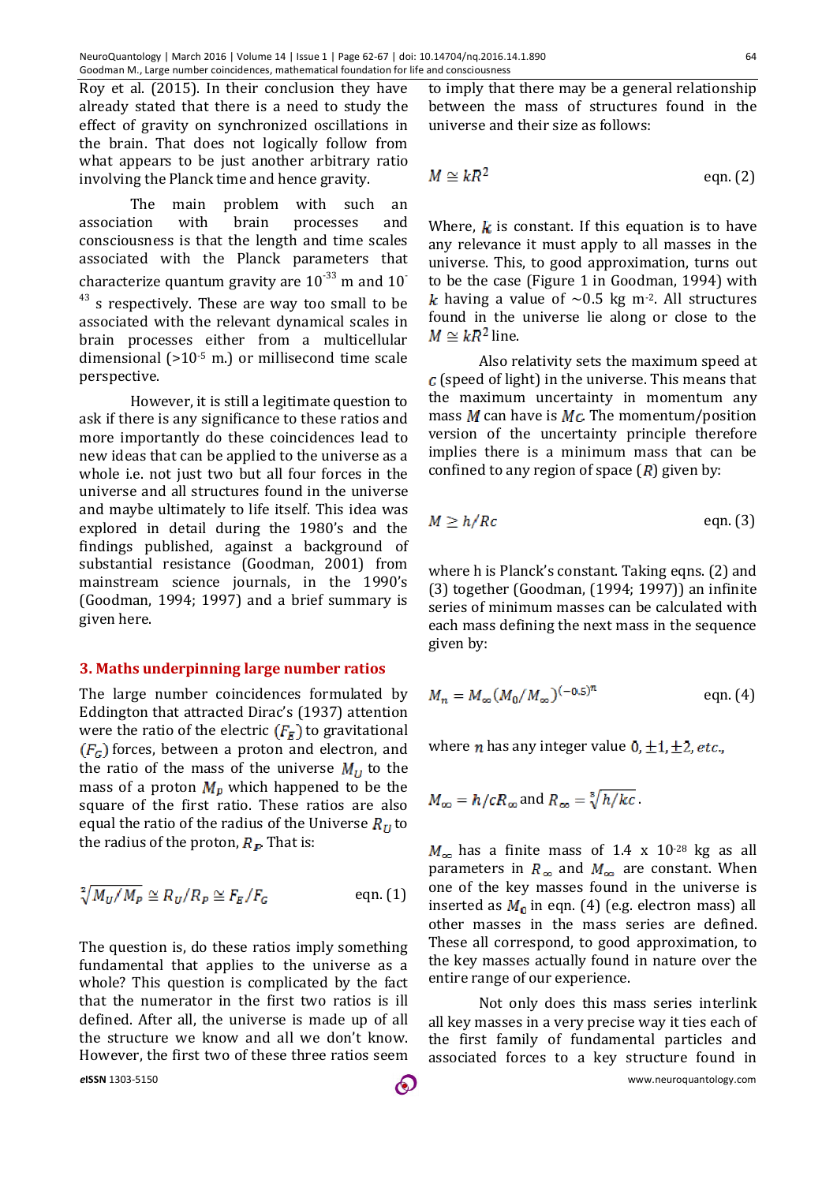Roy et al. (2015). In their conclusion they have already stated that there is a need to study the effect of gravity on synchronized oscillations in the brain. That does not logically follow from what appears to be just another arbitrary ratio involving the Planck time and hence gravity.

The main problem with such an association with brain processes and consciousness is that the length and time scales associated with the Planck parameters that characterize quantum gravity are $10^{-33}$ m and $10^{-43}$ s respectively. These are way too small to be associated with the relevant dynamical scales in brain processes either from a multicellular dimensional (>$10^{-5}$ m.) or millisecond time scale perspective.

However, it is still a legitimate question to ask if there is any significance to these ratios and more importantly do these coincidences lead to new ideas that can be applied to the universe as a whole i.e. not just two but all four forces in the universe and all structures found in the universe and maybe ultimately to life itself. This idea was explored in detail during the 1980's and the findings published, against a background of substantial resistance (Goodman, 2001) from mainstream science journals, in the 1990's (Goodman, 1994; 1997) and a brief summary is given here.

## 3. Maths underpinning large number ratios

The large number coincidences formulated by Eddington that attracted Dirac's (1937) attention were the ratio of the electric ($F_E$) to gravitational ($F_G$) forces, between a proton and electron, and the ratio of the mass of the universe $M_U$ to the mass of a proton $M_p$ which happened to be the square of the first ratio. These ratios are also equal the ratio of the radius of the Universe $R_U$ to the radius of the proton, $R_P$. That is:

$$\sqrt[2]{M_U/M_p} \cong R_U/R_P \cong F_E/F_G \qquad \text{eqn. (1)}$$

The question is, do these ratios imply something fundamental that applies to the universe as a whole? This question is complicated by the fact that the numerator in the first two ratios is ill defined. After all, the universe is made up of all the structure we know and all we don't know. However, the first two of these three ratios seem to imply that there may be a general relationship between the mass of structures found in the universe and their size as follows:

$$M \cong kR^2 \qquad \text{eqn. (2)}$$

Where, $k$ is constant. If this equation is to have any relevance it must apply to all masses in the universe. This, to good approximation, turns out to be the case (Figure 1 in Goodman, 1994) with $k$ having a value of ~0.5 kg m$^{-2}$. All structures found in the universe lie along or close to the $M \cong kR^2$ line.

Also relativity sets the maximum speed at $c$ (speed of light) in the universe. This means that the maximum uncertainty in momentum any mass $M$ can have is $Mc$. The momentum/position version of the uncertainty principle therefore implies there is a minimum mass that can be confined to any region of space ($R$) given by:

$$M \geq h/Rc \qquad \text{eqn. (3)}$$

where h is Planck's constant. Taking eqns. (2) and (3) together (Goodman, (1994; 1997)) an infinite series of minimum masses can be calculated with each mass defining the next mass in the sequence given by:

$$M_n = M_\infty (M_0/M_\infty)^{(-0.5)^n} \qquad \text{eqn. (4)}$$

where $n$ has any integer value $0, \pm1, \pm2, etc.$,

$M_\infty = h/cR_\infty$ and $R_\infty = \sqrt[3]{h/kc}$.

$M_\infty$ has a finite mass of 1.4 x $10^{-28}$ kg as all parameters in $R_\infty$ and $M_\infty$ are constant. When one of the key masses found in the universe is inserted as $M_0$ in eqn. (4) (e.g. electron mass) all other masses in the mass series are defined. These all correspond, to good approximation, to the key masses actually found in nature over the entire range of our experience.

Not only does this mass series interlink all key masses in a very precise way it ties each of the first family of fundamental particles and associated forces to a key structure found in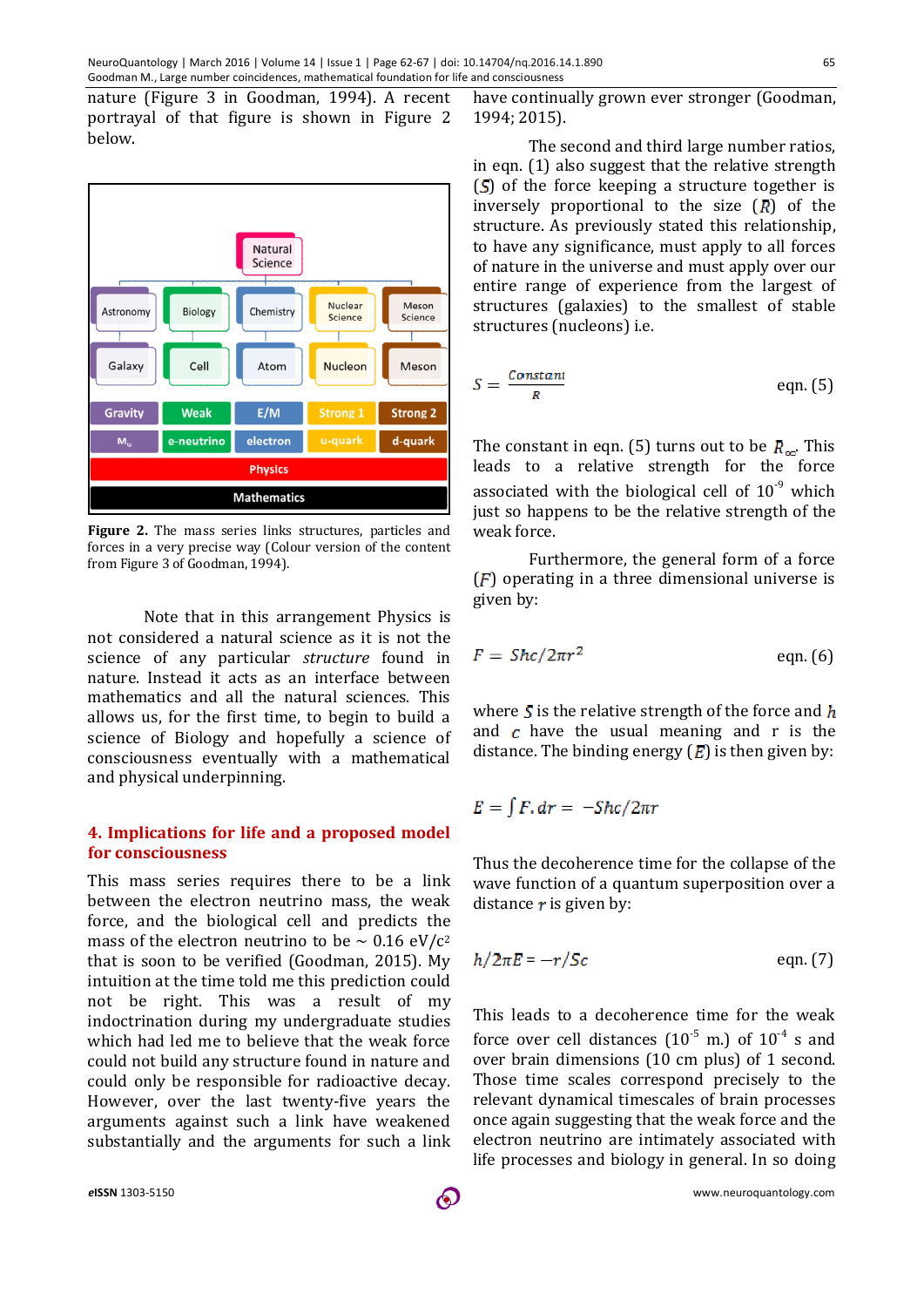nature (Figure 3 in Goodman, 1994). A recent portrayal of that figure is shown in Figure 2 below.

**Figure 2.** The mass series links structures, particles and forces in a very precise way (Colour version of the content from Figure 3 of Goodman, 1994).

Note that in this arrangement Physics is not considered a natural science as it is not the science of any particular *structure* found in nature. Instead it acts as an interface between mathematics and all the natural sciences. This allows us, for the first time, to begin to build a science of Biology and hopefully a science of consciousness eventually with a mathematical and physical underpinning.

## 4. Implications for life and a proposed model for consciousness

This mass series requires there to be a link between the electron neutrino mass, the weak force, and the biological cell and predicts the mass of the electron neutrino to be ~ 0.16 eV/c$^2$ that is soon to be verified (Goodman, 2015). My intuition at the time told me this prediction could not be right. This was a result of my indoctrination during my undergraduate studies which had led me to believe that the weak force could not build any structure found in nature and could only be responsible for radioactive decay. However, over the last twenty-five years the arguments against such a link have weakened substantially and the arguments for such a link have continually grown ever stronger (Goodman, 1994; 2015).

The second and third large number ratios, in eqn. (1) also suggest that the relative strength ($S$) of the force keeping a structure together is inversely proportional to the size ($R$) of the structure. As previously stated this relationship, to have any significance, must apply to all forces of nature in the universe and must apply over our entire range of experience from the largest of structures (galaxies) to the smallest of stable structures (nucleons) i.e.

$$S = \frac{Constant}{R} \qquad \text{eqn. (5)}$$

The constant in eqn. (5) turns out to be $R_\infty$. This leads to a relative strength for the force associated with the biological cell of $10^{-9}$ which just so happens to be the relative strength of the weak force.

Furthermore, the general form of a force ($F$) operating in a three dimensional universe is given by:

$$F = Shc/2\pi r^2 \qquad \text{eqn. (6)}$$

where $S$ is the relative strength of the force and $h$ and $c$ have the usual meaning and r is the distance. The binding energy ($E$) is then given by:

$$E = \int F.dr = -Shc/2\pi r$$

Thus the decoherence time for the collapse of the wave function of a quantum superposition over a distance $r$ is given by:

$$h/2\pi E = -r/Sc \qquad \text{eqn. (7)}$$

This leads to a decoherence time for the weak force over cell distances ($10^{-5}$ m.) of $10^{-4}$ s and over brain dimensions (10 cm plus) of 1 second. Those time scales correspond precisely to the relevant dynamical timescales of brain processes once again suggesting that the weak force and the electron neutrino are intimately associated with life processes and biology in general. In so doing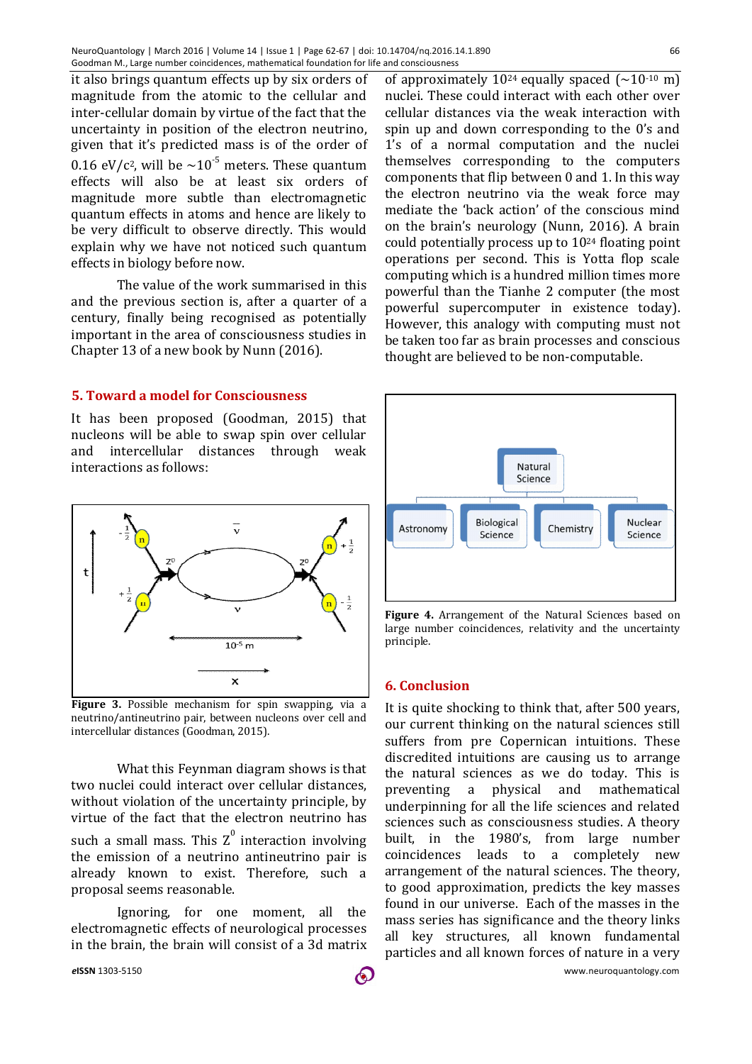it also brings quantum effects up by six orders of magnitude from the atomic to the cellular and inter-cellular domain by virtue of the fact that the uncertainty in position of the electron neutrino, given that it's predicted mass is of the order of 0.16 eV/$c^2$, will be ~$10^{-5}$ meters. These quantum effects will also be at least six orders of magnitude more subtle than electromagnetic quantum effects in atoms and hence are likely to be very difficult to observe directly. This would explain why we have not noticed such quantum effects in biology before now.

The value of the work summarised in this and the previous section is, after a quarter of a century, finally being recognised as potentially important in the area of consciousness studies in Chapter 13 of a new book by Nunn (2016).

## 5. Toward a model for Consciousness

It has been proposed (Goodman, 2015) that nucleons will be able to swap spin over cellular and intercellular distances through weak interactions as follows:

**Figure 3.** Possible mechanism for spin swapping, via a neutrino/antineutrino pair, between nucleons over cell and intercellular distances (Goodman, 2015).

What this Feynman diagram shows is that two nuclei could interact over cellular distances, without violation of the uncertainty principle, by virtue of the fact that the electron neutrino has such a small mass. This $Z^0$ interaction involving the emission of a neutrino antineutrino pair is already known to exist. Therefore, such a proposal seems reasonable.

Ignoring, for one moment, all the electromagnetic effects of neurological processes in the brain, the brain will consist of a 3d matrix of approximately $10^{24}$ equally spaced (~$10^{-10}$ m) nuclei. These could interact with each other over cellular distances via the weak interaction with spin up and down corresponding to the 0's and 1's of a normal computation and the nuclei themselves corresponding to the computers components that flip between 0 and 1. In this way the electron neutrino via the weak force may mediate the 'back action' of the conscious mind on the brain's neurology (Nunn, 2016). A brain could potentially process up to $10^{24}$ floating point operations per second. This is Yotta flop scale computing which is a hundred million times more powerful than the Tianhe 2 computer (the most powerful supercomputer in existence today). However, this analogy with computing must not be taken too far as brain processes and conscious thought are believed to be non-computable.

**Figure 4.** Arrangement of the Natural Sciences based on large number coincidences, relativity and the uncertainty principle.

## 6. Conclusion

It is quite shocking to think that, after 500 years, our current thinking on the natural sciences still suffers from pre Copernican intuitions. These discredited intuitions are causing us to arrange the natural sciences as we do today. This is preventing a physical and mathematical underpinning for all the life sciences and related sciences such as consciousness studies. A theory built, in the 1980's, from large number coincidences leads to a completely new arrangement of the natural sciences. The theory, to good approximation, predicts the key masses found in our universe. Each of the masses in the mass series has significance and the theory links all key structures, all known fundamental particles and all known forces of nature in a very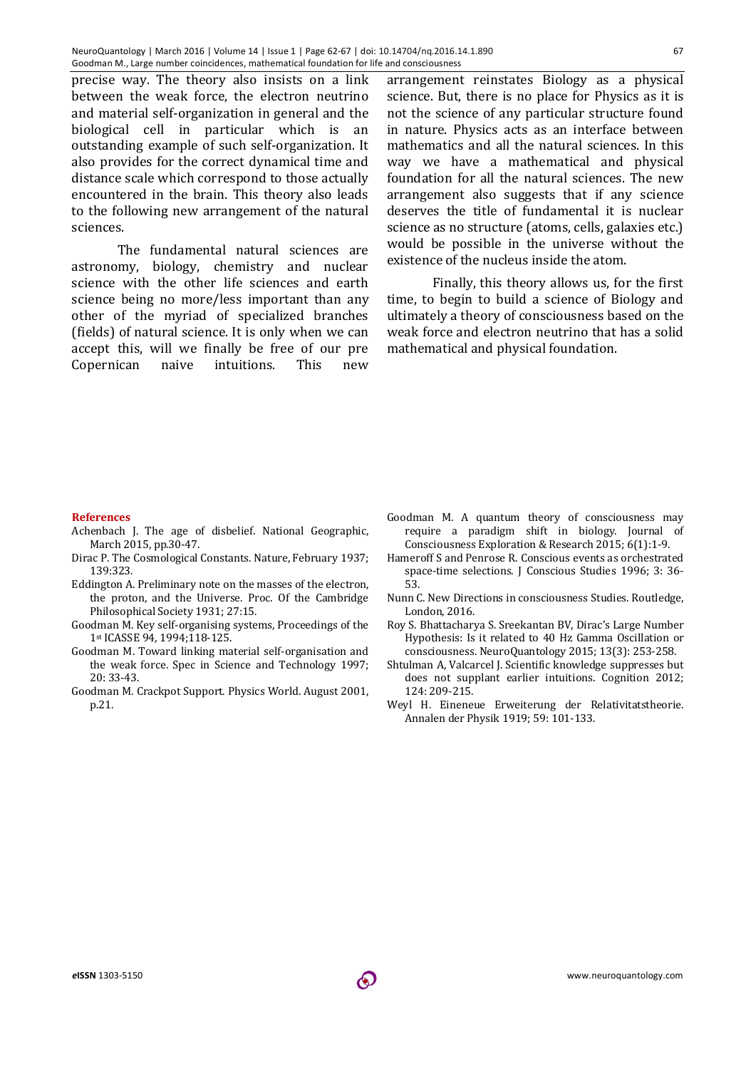precise way. The theory also insists on a link between the weak force, the electron neutrino and material self-organization in general and the biological cell in particular which is an outstanding example of such self-organization. It also provides for the correct dynamical time and distance scale which correspond to those actually encountered in the brain. This theory also leads to the following new arrangement of the natural sciences.

The fundamental natural sciences are astronomy, biology, chemistry and nuclear science with the other life sciences and earth science being no more/less important than any other of the myriad of specialized branches (fields) of natural science. It is only when we can accept this, will we finally be free of our pre Copernican naive intuitions. This new arrangement reinstates Biology as a physical science. But, there is no place for Physics as it is not the science of any particular structure found in nature. Physics acts as an interface between mathematics and all the natural sciences. In this way we have a mathematical and physical foundation for all the natural sciences. The new arrangement also suggests that if any science deserves the title of fundamental it is nuclear science as no structure (atoms, cells, galaxies etc.) would be possible in the universe without the existence of the nucleus inside the atom.

Finally, this theory allows us, for the first time, to begin to build a science of Biology and ultimately a theory of consciousness based on the weak force and electron neutrino that has a solid mathematical and physical foundation.

## References

Achenbach J. The age of disbelief. National Geographic, March 2015, pp.30-47.

Dirac P. The Cosmological Constants. Nature, February 1937; 139:323.

Eddington A. Preliminary note on the masses of the electron, the proton, and the Universe. Proc. Of the Cambridge Philosophical Society 1931; 27:15.

Goodman M. Key self-organising systems, Proceedings of the 1st ICASSE 94, 1994;118-125.

Goodman M. Toward linking material self-organisation and the weak force. Spec in Science and Technology 1997; 20: 33-43.

Goodman M. Crackpot Support. Physics World. August 2001, p.21.

Goodman M. A quantum theory of consciousness may require a paradigm shift in biology. Journal of Consciousness Exploration & Research 2015; 6(1):1-9.

Hameroff S and Penrose R. Conscious events as orchestrated space-time selections. J Conscious Studies 1996; 3: 36-53.

Nunn C. New Directions in consciousness Studies. Routledge, London, 2016.

Roy S. Bhattacharya S. Sreekantan BV, Dirac's Large Number Hypothesis: Is it related to 40 Hz Gamma Oscillation or consciousness. NeuroQuantology 2015; 13(3): 253-258.

Shtulman A, Valcarcel J. Scientific knowledge suppresses but does not supplant earlier intuitions. Cognition 2012; 124: 209-215.

Weyl H. Eineneue Erweiterung der Relativitatstheorie. Annalen der Physik 1919; 59: 101-133.